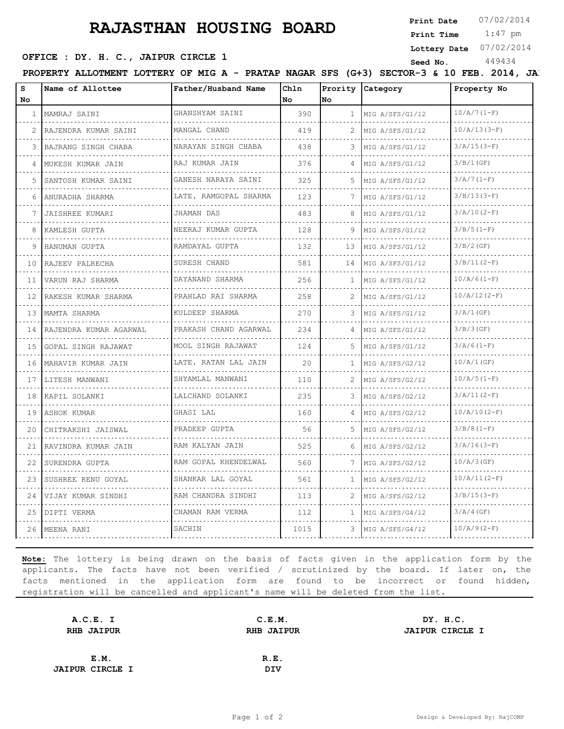# RAJASTHAN HOUSING BOARD

**Print Date** 07/02/2014
**Print Time** 1:47 pm
**Lottery Date** 07/02/2014
**Seed No.** 449434

**OFFICE : DY. H. C., JAIPUR CIRCLE 1**

**PROPERTY ALLOTMENT LOTTERY OF MIG A - PRATAP NAGAR SFS (G+3) SECTOR-3 & 10 FEB. 2014, JA**

| S No | Name of Allottee | Father/Husband Name | Chln No | Prority No | Category | Property No |
|---|---|---|---|---|---|---|
| 1 | MAMRAJ SAINI | GHANSHYAM SAINI | 390 | 1 | MIG A/SFS/G1/12 | 10/A/7(1-F) |
| 2 | RAJENDRA KUMAR SAINI | MANGAL CHAND | 419 | 2 | MIG A/SFS/G1/12 | 10/A/13(3-F) |
| 3 | BAJRANG SINGH CHABA | NARAYAN SINGH CHABA | 438 | 3 | MIG A/SFS/G1/12 | 3/A/15(3-F) |
| 4 | MUKESH KUMAR JAIN | RAJ KUMAR JAIN | 376 | 4 | MIG A/SFS/G1/12 | 3/B/1(GF) |
| 5 | SANTOSH KUMAR SAINI | GANESH NARAYA SAINI | 325 | 5 | MIG A/SFS/G1/12 | 3/A/7(1-F) |
| 6 | ANURADHA SHARMA | LATE. RAMGOPAL SHARMA | 123 | 7 | MIG A/SFS/G1/12 | 3/B/13(3-F) |
| 7 | JAISHREE KUMARI | JHAMAN DAS | 483 | 8 | MIG A/SFS/G1/12 | 3/A/10(2-F) |
| 8 | KAMLESH GUPTA | NEERAJ KUMAR GUPTA | 128 | 9 | MIG A/SFS/G1/12 | 3/B/5(1-F) |
| 9 | HANUMAN GUPTA | RAMDAYAL GUPTA | 132 | 13 | MIG A/SFS/G1/12 | 3/B/2(GF) |
| 10 | RAJEEV PALRECHA | SURESH CHAND | 581 | 14 | MIG A/SFS/G1/12 | 3/B/11(2-F) |
| 11 | VARUN RAJ SHARMA | DAYANAND SHARMA | 256 | 1 | MIG A/SFS/G1/12 | 10/A/6(1-F) |
| 12 | RAKESH KUMAR SHARMA | PRAHLAD RAI SHARMA | 258 | 2 | MIG A/SFS/G1/12 | 10/A/12(2-F) |
| 13 | MAMTA SHARMA | KULDEEP SHARMA | 270 | 3 | MIG A/SFS/G1/12 | 3/A/1(GF) |
| 14 | RAJENDRA KUMAR AGARWAL | PRAKASH CHAND AGARWAL | 234 | 4 | MIG A/SFS/G1/12 | 3/B/3(GF) |
| 15 | GOPAL SINGH RAJAWAT | MOOL SINGH RAJAWAT | 124 | 5 | MIG A/SFS/G1/12 | 3/A/6(1-F) |
| 16 | MAHAVIR KUMAR JAIN | LATE. RATAN LAL JAIN | 20 | 1 | MIG A/SFS/G2/12 | 10/A/1(GF) |
| 17 | LITESH MANWANI | SHYAMLAL MANWANI | 110 | 2 | MIG A/SFS/G2/12 | 10/A/5(1-F) |
| 18 | KAPIL SOLANKI | LALCHAND SOLANKI | 235 | 3 | MIG A/SFS/G2/12 | 3/A/11(2-F) |
| 19 | ASHOK KUMAR | GHASI LAL | 160 | 4 | MIG A/SFS/G2/12 | 10/A/10(2-F) |
| 20 | CHITRAKSHI JAISWAL | PRADEEP GUPTA | 56 | 5 | MIG A/SFS/G2/12 | 3/B/8(1-F) |
| 21 | RAVINDRA KUMAR JAIN | RAM KALYAN JAIN | 525 | 6 | MIG A/SFS/G2/12 | 3/A/16(3-F) |
| 22 | SURENDRA GUPTA | RAM GOPAL KHENDELWAL | 560 | 7 | MIG A/SFS/G2/12 | 10/A/3(GF) |
| 23 | SUSHREE RENU GOYAL | SHANKAR LAL GOYAL | 561 | 1 | MIG A/SFS/G2/12 | 10/A/11(2-F) |
| 24 | VIJAY KUMAR SINDHI | RAM CHANDRA SINDHI | 113 | 2 | MIG A/SFS/G2/12 | 3/B/15(3-F) |
| 25 | DIPTI VERMA | CHAMAN RAM VERMA | 112 | 1 | MIG A/SFS/G4/12 | 3/A/4(GF) |
| 26 | MEENA RANI | SACHIN | 1015 | 3 | MIG A/SFS/G4/12 | 10/A/9(2-F) |

**Note:** The lottery is being drawn on the basis of facts given in the application form by the applicants. The facts have not been verified / scrutinized by the board. If later on, the facts mentioned in the application form are found to be incorrect or found hidden, registration will be cancelled and applicant's name will be deleted from the list.

**A.C.E. I**
**RHB JAIPUR**

**C.E.M.**
**RHB JAIPUR**

**DY. H.C.**
**JAIPUR CIRCLE I**

**E.M.**
**JAIPUR CIRCLE I**

**R.E.**
**DIV**

Design & Developed By: RajCOMP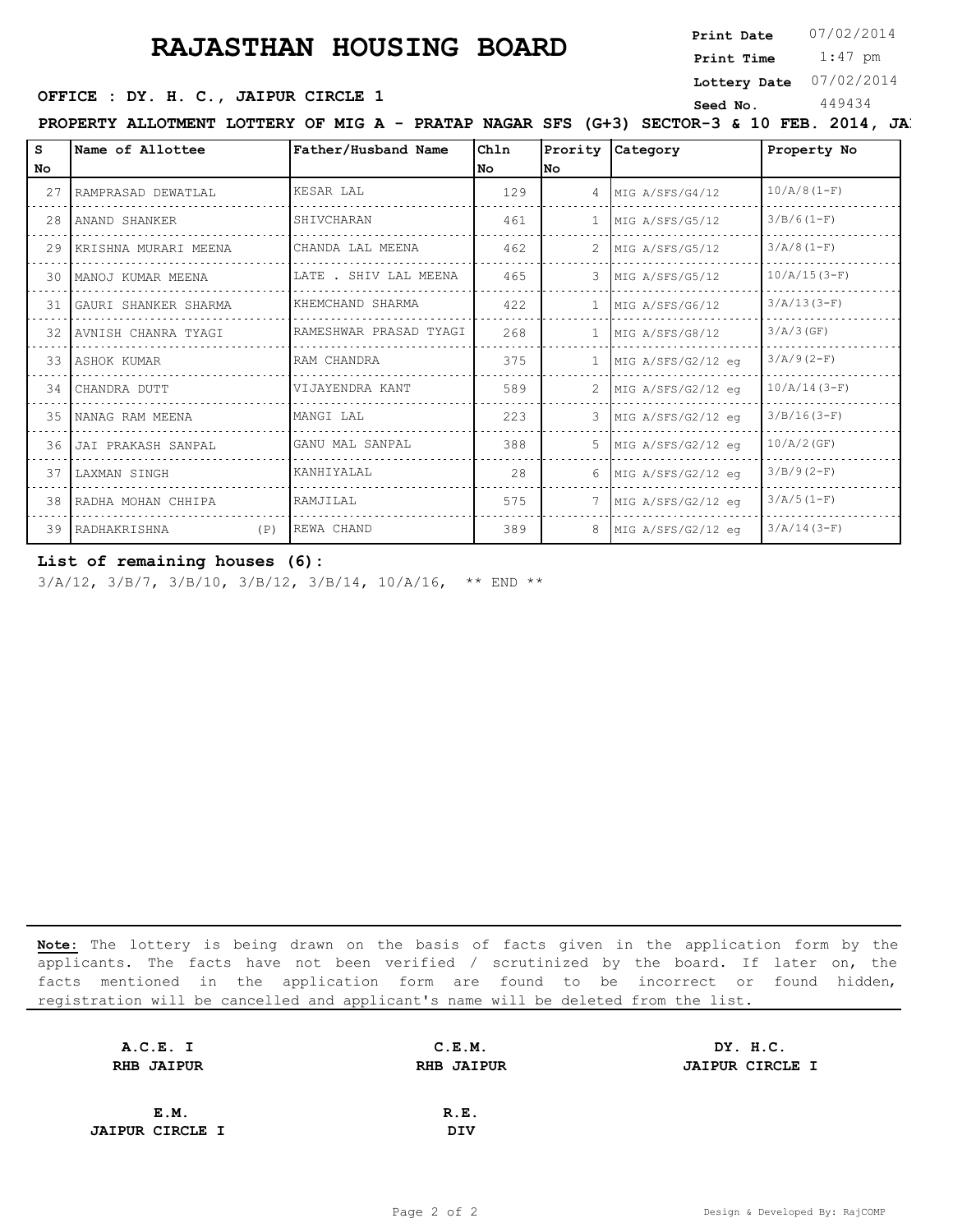# RAJASTHAN HOUSING BOARD

**Print Date** 07/02/2014
**Print Time** 1:47 pm
**Lottery Date** 07/02/2014
**Seed No.** 449434

**OFFICE : DY. H. C., JAIPUR CIRCLE 1**

**PROPERTY ALLOTMENT LOTTERY OF MIG A - PRATAP NAGAR SFS (G+3) SECTOR-3 & 10 FEB. 2014, JA**

| S No | Name of Allottee | Father/Husband Name | Chln No | Prority No | Category | Property No |
|---|---|---|---|---|---|---|
| 27 | RAMPRASAD DEWATLAL | KESAR LAL | 129 | 4 | MIG A/SFS/G4/12 | 10/A/8(1-F) |
| 28 | ANAND SHANKER | SHIVCHARAN | 461 | 1 | MIG A/SFS/G5/12 | 3/B/6(1-F) |
| 29 | KRISHNA MURARI MEENA | CHANDA LAL MEENA | 462 | 2 | MIG A/SFS/G5/12 | 3/A/8(1-F) |
| 30 | MANOJ KUMAR MEENA | LATE . SHIV LAL MEENA | 465 | 3 | MIG A/SFS/G5/12 | 10/A/15(3-F) |
| 31 | GAURI SHANKER SHARMA | KHEMCHAND SHARMA | 422 | 1 | MIG A/SFS/G6/12 | 3/A/13(3-F) |
| 32 | AVNISH CHANRA TYAGI | RAMESHWAR PRASAD TYAGI | 268 | 1 | MIG A/SFS/G8/12 | 3/A/3(GF) |
| 33 | ASHOK KUMAR | RAM CHANDRA | 375 | 1 | MIG A/SFS/G2/12 eg | 3/A/9(2-F) |
| 34 | CHANDRA DUTT | VIJAYENDRA KANT | 589 | 2 | MIG A/SFS/G2/12 eg | 10/A/14(3-F) |
| 35 | NANAG RAM MEENA | MANGI LAL | 223 | 3 | MIG A/SFS/G2/12 eg | 3/B/16(3-F) |
| 36 | JAI PRAKASH SANPAL | GANU MAL SANPAL | 388 | 5 | MIG A/SFS/G2/12 eg | 10/A/2(GF) |
| 37 | LAXMAN SINGH | KANHIYALAL | 28 | 6 | MIG A/SFS/G2/12 eg | 3/B/9(2-F) |
| 38 | RADHA MOHAN CHHIPA | RAMJILAL | 575 | 7 | MIG A/SFS/G2/12 eg | 3/A/5(1-F) |
| 39 | RADHAKRISHNA (P) | REWA CHAND | 389 | 8 | MIG A/SFS/G2/12 eg | 3/A/14(3-F) |

**List of remaining houses (6):**

3/A/12, 3/B/7, 3/B/10, 3/B/12, 3/B/14, 10/A/16, ** END **

**Note:** The lottery is being drawn on the basis of facts given in the application form by the applicants. The facts have not been verified / scrutinized by the board. If later on, the facts mentioned in the application form are found to be incorrect or found hidden, registration will be cancelled and applicant's name will be deleted from the list.

**A.C.E. I**
**RHB JAIPUR**

**C.E.M.**
**RHB JAIPUR**

**DY. H.C.**
**JAIPUR CIRCLE I**

**E.M.**
**JAIPUR CIRCLE I**

**R.E.**
**DIV**

Design & Developed By: RajCOMP